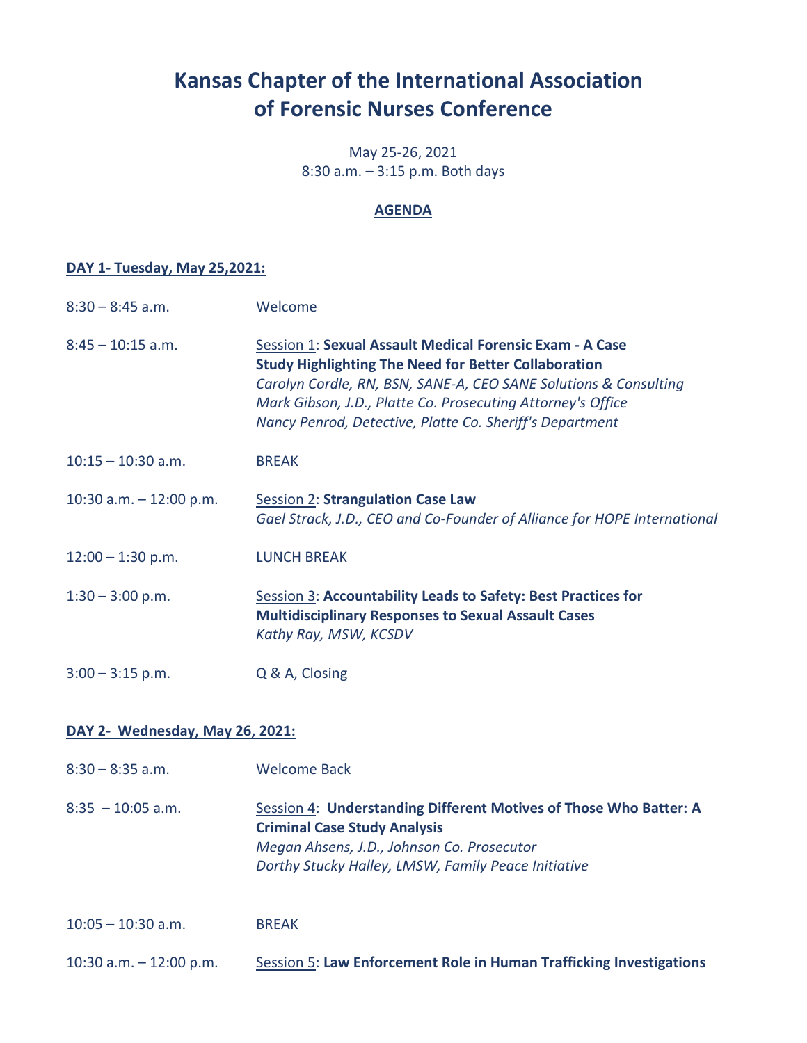# Kansas Chapter of the International Association of Forensic Nurses Conference

May 25-26, 2021
8:30 a.m. – 3:15 p.m. Both days

**AGENDA**

**DAY 1- Tuesday, May 25,2021:**

8:30 – 8:45 a.m. Welcome

8:45 – 10:15 a.m. Session 1: **Sexual Assault Medical Forensic Exam - A Case Study Highlighting The Need for Better Collaboration**
*Carolyn Cordle, RN, BSN, SANE-A, CEO SANE Solutions & Consulting*
*Mark Gibson, J.D., Platte Co. Prosecuting Attorney's Office*
*Nancy Penrod, Detective, Platte Co. Sheriff's Department*

10:15 – 10:30 a.m. BREAK

10:30 a.m. – 12:00 p.m. Session 2: **Strangulation Case Law**
*Gael Strack, J.D., CEO and Co-Founder of Alliance for HOPE International*

12:00 – 1:30 p.m. LUNCH BREAK

1:30 – 3:00 p.m. Session 3: **Accountability Leads to Safety: Best Practices for Multidisciplinary Responses to Sexual Assault Cases**
*Kathy Ray, MSW, KCSDV*

3:00 – 3:15 p.m. Q & A, Closing

**DAY 2- Wednesday, May 26, 2021:**

8:30 – 8:35 a.m. Welcome Back

8:35 – 10:05 a.m. Session 4: **Understanding Different Motives of Those Who Batter: A Criminal Case Study Analysis**
*Megan Ahsens, J.D., Johnson Co. Prosecutor*
*Dorthy Stucky Halley, LMSW, Family Peace Initiative*

10:05 – 10:30 a.m. BREAK

10:30 a.m. – 12:00 p.m. Session 5: **Law Enforcement Role in Human Trafficking Investigations**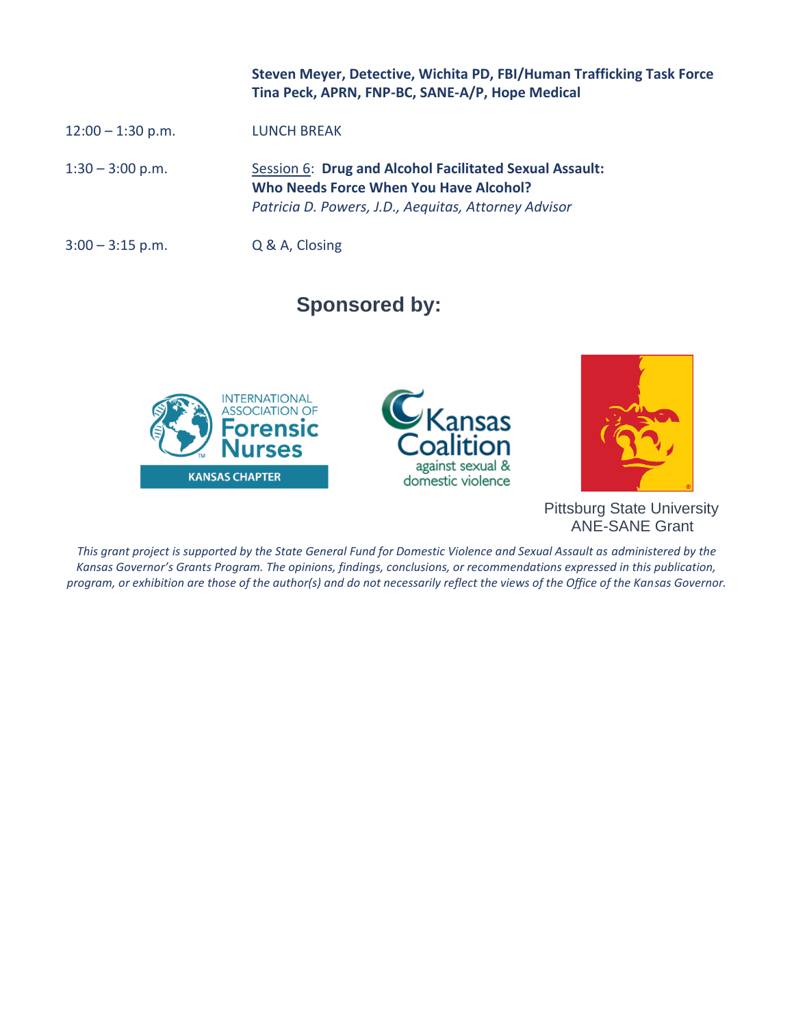**Steven Meyer, Detective, Wichita PD, FBI/Human Trafficking Task Force**
**Tina Peck, APRN, FNP-BC, SANE-A/P, Hope Medical**

| | |
|---|---|
| 12:00 – 1:30 p.m. | LUNCH BREAK |
| 1:30 – 3:00 p.m. | Session 6: **Drug and Alcohol Facilitated Sexual Assault: Who Needs Force When You Have Alcohol?** *Patricia D. Powers, J.D., Aequitas, Attorney Advisor* |
| 3:00 – 3:15 p.m. | Q & A, Closing |

## Sponsored by:

INTERNATIONAL ASSOCIATION OF Forensic Nurses – KANSAS CHAPTER

Kansas Coalition against sexual & domestic violence

Pittsburg State University
ANE-SANE Grant

*This grant project is supported by the State General Fund for Domestic Violence and Sexual Assault as administered by the Kansas Governor's Grants Program. The opinions, findings, conclusions, or recommendations expressed in this publication, program, or exhibition are those of the author(s) and do not necessarily reflect the views of the Office of the Kansas Governor.*